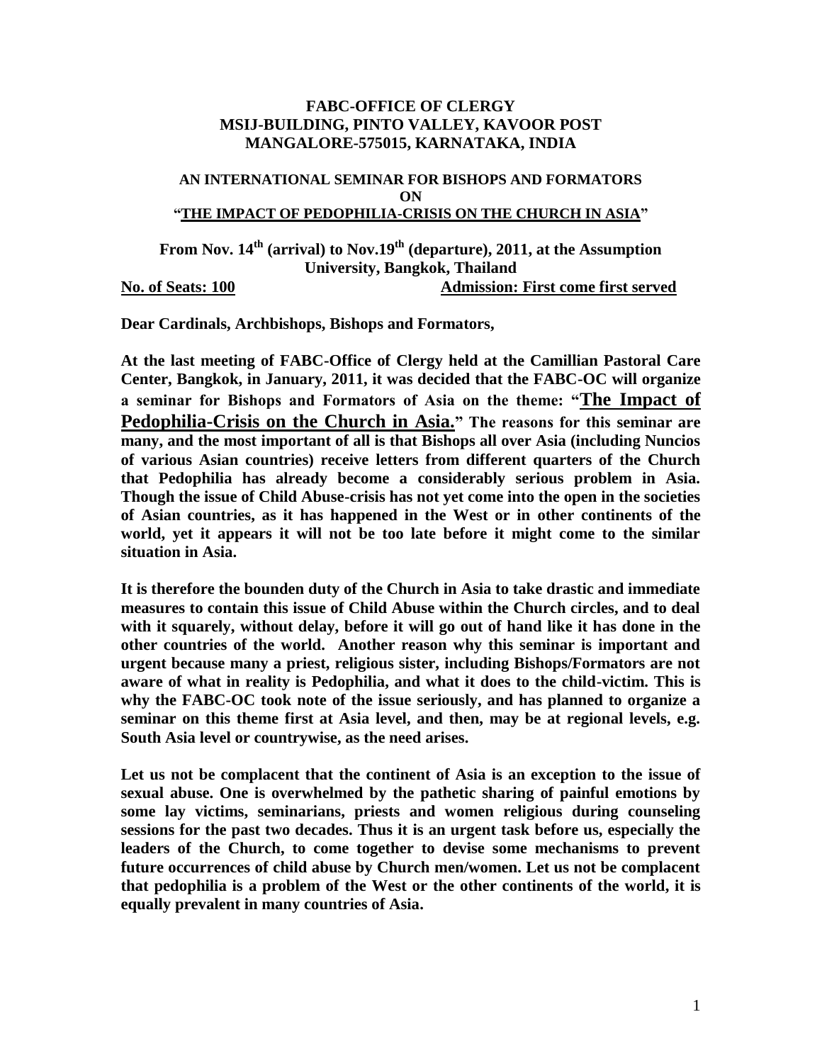**FABC-OFFICE OF CLERGY**
**MSIJ-BUILDING, PINTO VALLEY, KAVOOR POST**
**MANGALORE-575015, KARNATAKA, INDIA**

**AN INTERNATIONAL SEMINAR FOR BISHOPS AND FORMATORS**
**ON**
**"THE IMPACT OF PEDOPHILIA-CRISIS ON THE CHURCH IN ASIA"**

**From Nov. 14th (arrival) to Nov.19th (departure), 2011, at the Assumption University, Bangkok, Thailand**

**No. of Seats: 100** **Admission: First come first served**

**Dear Cardinals, Archbishops, Bishops and Formators,**

**At the last meeting of FABC-Office of Clergy held at the Camillian Pastoral Care Center, Bangkok, in January, 2011, it was decided that the FABC-OC will organize a seminar for Bishops and Formators of Asia on the theme: "The Impact of Pedophilia-Crisis on the Church in Asia." The reasons for this seminar are many, and the most important of all is that Bishops all over Asia (including Nuncios of various Asian countries) receive letters from different quarters of the Church that Pedophilia has already become a considerably serious problem in Asia. Though the issue of Child Abuse-crisis has not yet come into the open in the societies of Asian countries, as it has happened in the West or in other continents of the world, yet it appears it will not be too late before it might come to the similar situation in Asia.**

**It is therefore the bounden duty of the Church in Asia to take drastic and immediate measures to contain this issue of Child Abuse within the Church circles, and to deal with it squarely, without delay, before it will go out of hand like it has done in the other countries of the world. Another reason why this seminar is important and urgent because many a priest, religious sister, including Bishops/Formators are not aware of what in reality is Pedophilia, and what it does to the child-victim. This is why the FABC-OC took note of the issue seriously, and has planned to organize a seminar on this theme first at Asia level, and then, may be at regional levels, e.g. South Asia level or countrywise, as the need arises.**

**Let us not be complacent that the continent of Asia is an exception to the issue of sexual abuse. One is overwhelmed by the pathetic sharing of painful emotions by some lay victims, seminarians, priests and women religious during counseling sessions for the past two decades. Thus it is an urgent task before us, especially the leaders of the Church, to come together to devise some mechanisms to prevent future occurrences of child abuse by Church men/women. Let us not be complacent that pedophilia is a problem of the West or the other continents of the world, it is equally prevalent in many countries of Asia.**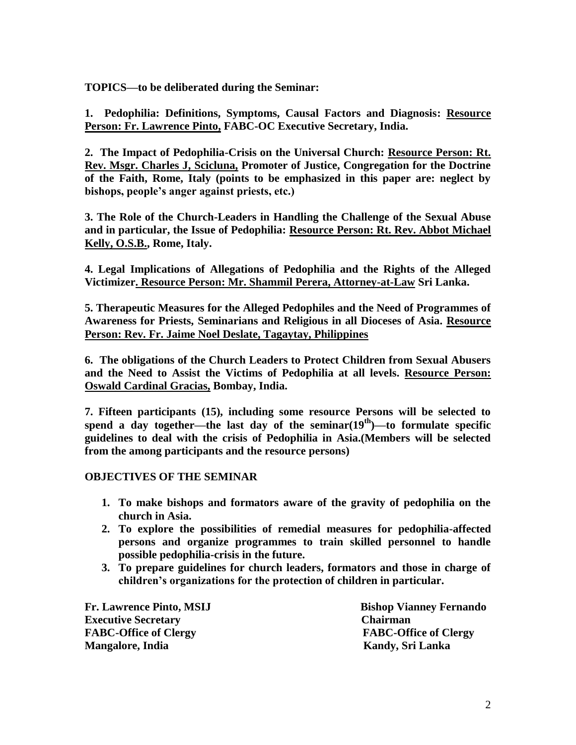**TOPICS—to be deliberated during the Seminar:**

**1. Pedophilia: Definitions, Symptoms, Causal Factors and Diagnosis: Resource Person: Fr. Lawrence Pinto, FABC-OC Executive Secretary, India.**

**2. The Impact of Pedophilia-Crisis on the Universal Church: Resource Person: Rt. Rev. Msgr. Charles J, Scicluna, Promoter of Justice, Congregation for the Doctrine of the Faith, Rome, Italy (points to be emphasized in this paper are: neglect by bishops, people's anger against priests, etc.)**

**3. The Role of the Church-Leaders in Handling the Challenge of the Sexual Abuse and in particular, the Issue of Pedophilia: Resource Person: Rt. Rev. Abbot Michael Kelly, O.S.B., Rome, Italy.**

**4. Legal Implications of Allegations of Pedophilia and the Rights of the Alleged Victimizer. Resource Person: Mr. Shammil Perera, Attorney-at-Law Sri Lanka.**

**5. Therapeutic Measures for the Alleged Pedophiles and the Need of Programmes of Awareness for Priests, Seminarians and Religious in all Dioceses of Asia. Resource Person: Rev. Fr. Jaime Noel Deslate, Tagaytay, Philippines**

**6. The obligations of the Church Leaders to Protect Children from Sexual Abusers and the Need to Assist the Victims of Pedophilia at all levels. Resource Person: Oswald Cardinal Gracias, Bombay, India.**

**7. Fifteen participants (15), including some resource Persons will be selected to spend a day together—the last day of the seminar(19th)—to formulate specific guidelines to deal with the crisis of Pedophilia in Asia.(Members will be selected from the among participants and the resource persons)**

**OBJECTIVES OF THE SEMINAR**

1. **To make bishops and formators aware of the gravity of pedophilia on the church in Asia.**
2. **To explore the possibilities of remedial measures for pedophilia-affected persons and organize programmes to train skilled personnel to handle possible pedophilia-crisis in the future.**
3. **To prepare guidelines for church leaders, formators and those in charge of children's organizations for the protection of children in particular.**

**Fr. Lawrence Pinto, MSIJ**
**Executive Secretary**
**FABC-Office of Clergy**
**Mangalore, India**

**Bishop Vianney Fernando**
**Chairman**
**FABC-Office of Clergy**
**Kandy, Sri Lanka**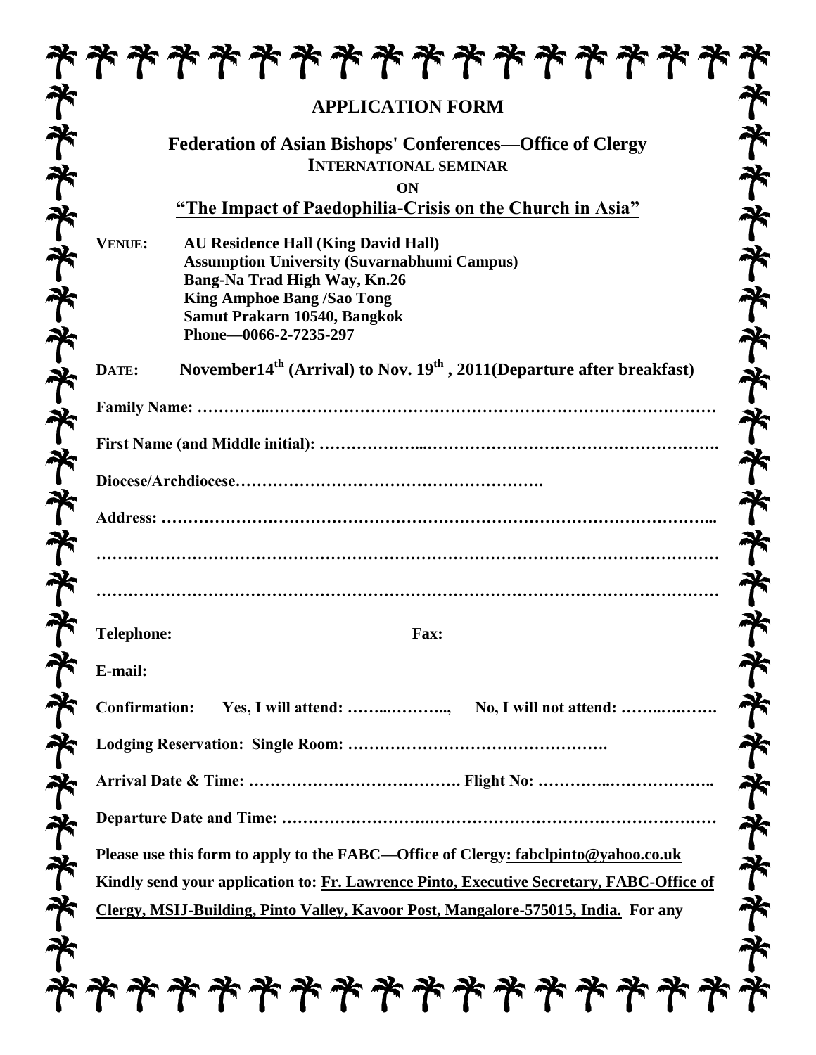# APPLICATION FORM

## Federation of Asian Bishops' Conferences—Office of Clergy

**INTERNATIONAL SEMINAR**

**ON**

## "The Impact of Paedophilia-Crisis on the Church in Asia"

**VENUE:** **AU Residence Hall (King David Hall)**
**Assumption University (Suvarnabhumi Campus)**
**Bang-Na Trad High Way, Kn.26**
**King Amphoe Bang /Sao Tong**
**Samut Prakarn 10540, Bangkok**
**Phone—0066-2-7235-297**

**DATE:** **November14th (Arrival) to Nov. 19th , 2011(Departure after breakfast)**

**Family Name: …………..………………………………………………………………………**

**First Name (and Middle initial): ………………...………………………………………………….**

**Diocese/Archdiocese………………………………………………….**

**Address: ………………………………………………………………………………………...**

**……………………………………………………………………………………………………**

**……………………………………………………………………………………………………**

**Telephone:** **Fax:**

**E-mail:**

**Confirmation:** **Yes, I will attend: ……...………..,** **No, I will not attend: ……..….…….**

**Lodging Reservation: Single Room: ………………………………………….**

**Arrival Date & Time: …………………………………. Flight No: …………..………………..**

**Departure Date and Time: ……………………….…………………………………………**

**Please use this form to apply to the FABC—Office of Clergy: fabclpinto@yahoo.co.uk**

**Kindly send your application to: Fr. Lawrence Pinto, Executive Secretary, FABC-Office of Clergy, MSIJ-Building, Pinto Valley, Kavoor Post, Mangalore-575015, India. For any**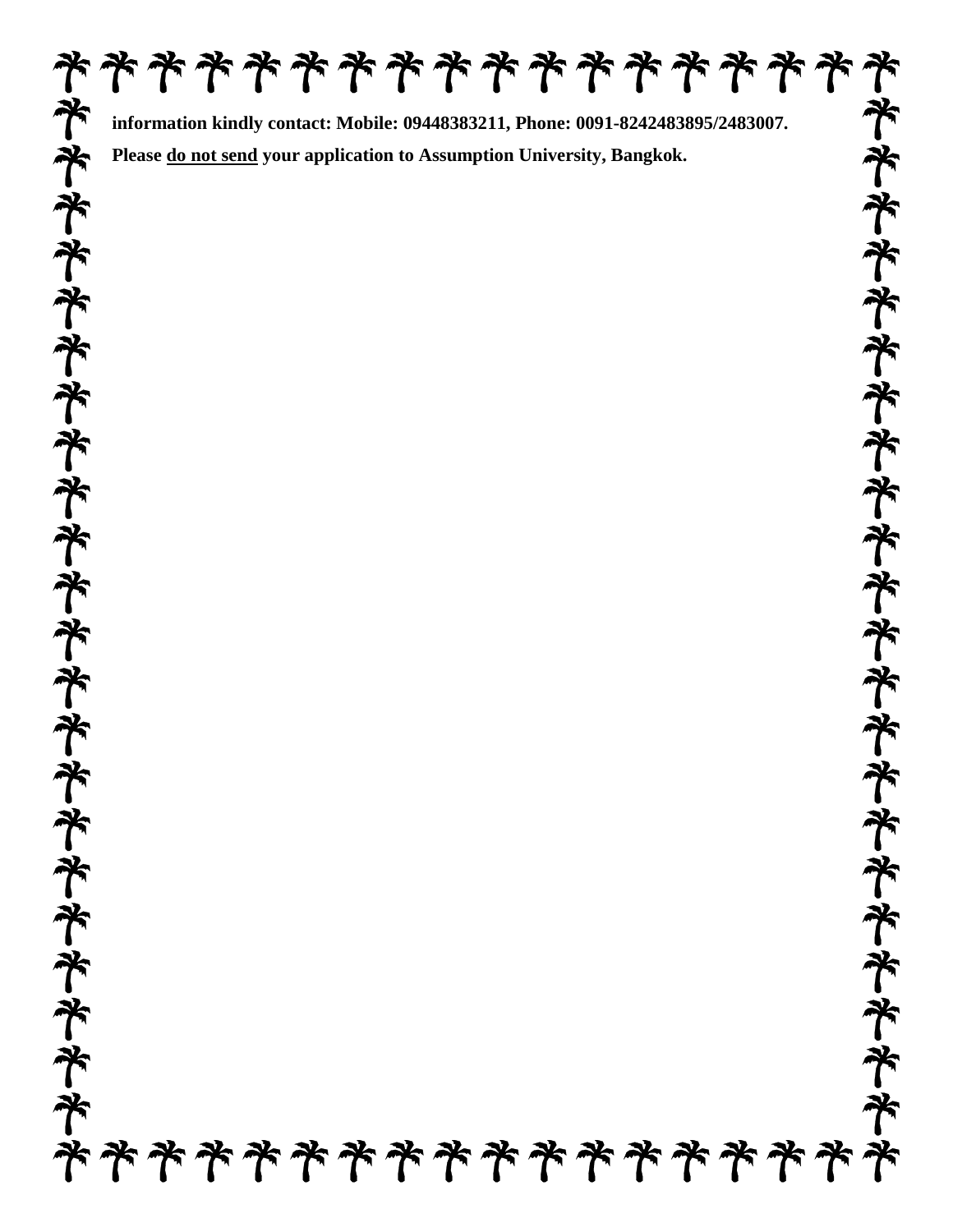**information kindly contact: Mobile: 09448383211, Phone: 0091-8242483895/2483007.**

**Please do not send your application to Assumption University, Bangkok.**